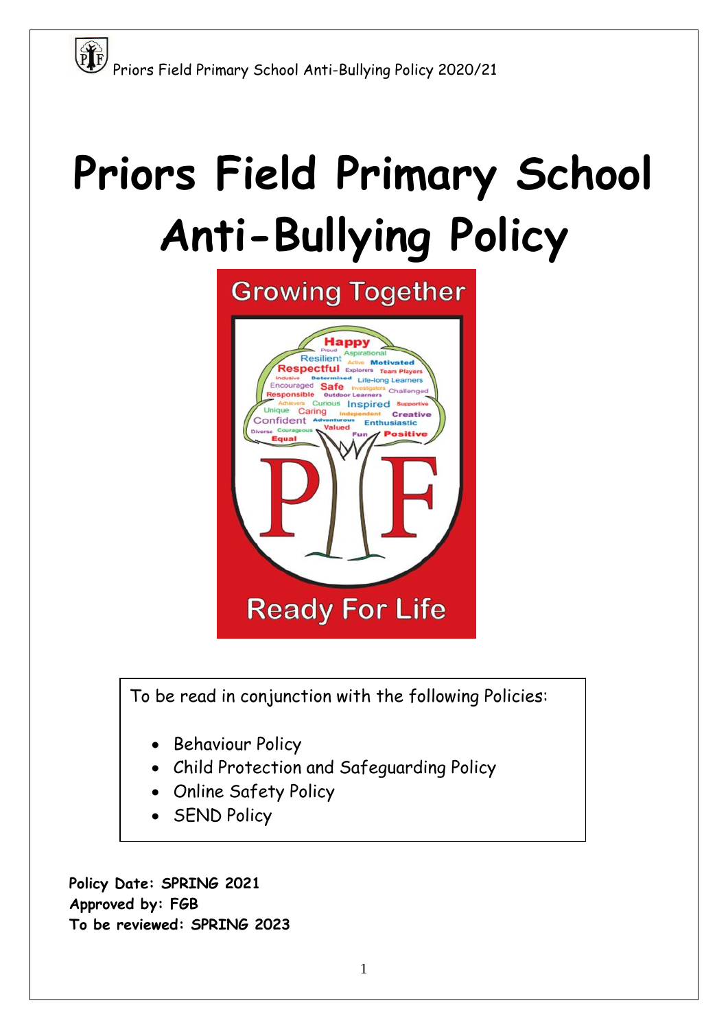# Priors Field Primary School Anti-Bullying Policy

To be read in conjunction with the following Policies:

- Behaviour Policy
- Child Protection and Safeguarding Policy
- Online Safety Policy
- SEND Policy

**Policy Date: SPRING 2021**
**Approved by: FGB**
**To be reviewed: SPRING 2023**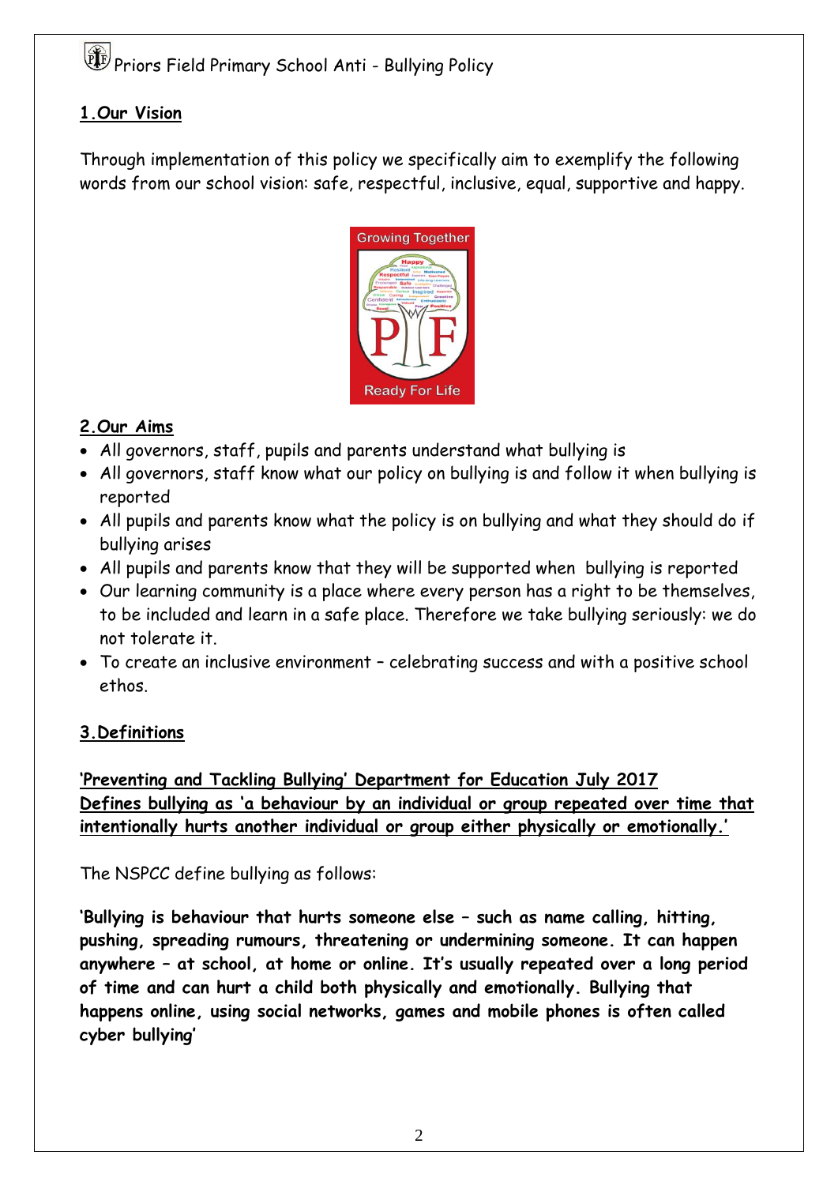# Priors Field Primary School Anti - Bullying Policy

## 1. Our Vision

Through implementation of this policy we specifically aim to exemplify the following words from our school vision: safe, respectful, inclusive, equal, supportive and happy.

## 2. Our Aims

- All governors, staff, pupils and parents understand what bullying is
- All governors, staff know what our policy on bullying is and follow it when bullying is reported
- All pupils and parents know what the policy is on bullying and what they should do if bullying arises
- All pupils and parents know that they will be supported when bullying is reported
- Our learning community is a place where every person has a right to be themselves, to be included and learn in a safe place. Therefore we take bullying seriously: we do not tolerate it.
- To create an inclusive environment – celebrating success and with a positive school ethos.

## 3. Definitions

**'Preventing and Tackling Bullying' Department for Education July 2017 Defines bullying as 'a behaviour by an individual or group repeated over time that intentionally hurts another individual or group either physically or emotionally.'**

The NSPCC define bullying as follows:

**'Bullying is behaviour that hurts someone else – such as name calling, hitting, pushing, spreading rumours, threatening or undermining someone. It can happen anywhere – at school, at home or online. It's usually repeated over a long period of time and can hurt a child both physically and emotionally. Bullying that happens online, using social networks, games and mobile phones is often called cyber bullying'**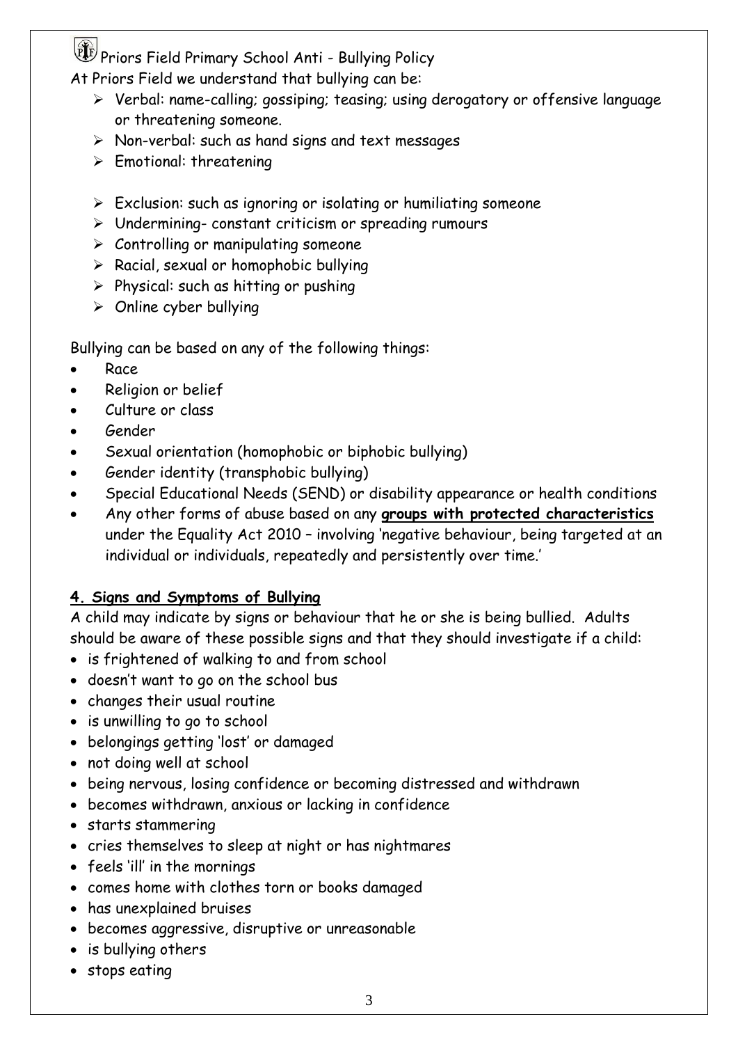Priors Field Primary School Anti - Bullying Policy

At Priors Field we understand that bullying can be:

- Verbal: name-calling; gossiping; teasing; using derogatory or offensive language or threatening someone.
- Non-verbal: such as hand signs and text messages
- Emotional: threatening
- Exclusion: such as ignoring or isolating or humiliating someone
- Undermining- constant criticism or spreading rumours
- Controlling or manipulating someone
- Racial, sexual or homophobic bullying
- Physical: such as hitting or pushing
- Online cyber bullying

Bullying can be based on any of the following things:

- Race
- Religion or belief
- Culture or class
- Gender
- Sexual orientation (homophobic or biphobic bullying)
- Gender identity (transphobic bullying)
- Special Educational Needs (SEND) or disability appearance or health conditions
- Any other forms of abuse based on any **groups with protected characteristics** under the Equality Act 2010 – involving 'negative behaviour, being targeted at an individual or individuals, repeatedly and persistently over time.'

## 4. Signs and Symptoms of Bullying

A child may indicate by signs or behaviour that he or she is being bullied. Adults should be aware of these possible signs and that they should investigate if a child:

- is frightened of walking to and from school
- doesn't want to go on the school bus
- changes their usual routine
- is unwilling to go to school
- belongings getting 'lost' or damaged
- not doing well at school
- being nervous, losing confidence or becoming distressed and withdrawn
- becomes withdrawn, anxious or lacking in confidence
- starts stammering
- cries themselves to sleep at night or has nightmares
- feels 'ill' in the mornings
- comes home with clothes torn or books damaged
- has unexplained bruises
- becomes aggressive, disruptive or unreasonable
- is bullying others
- stops eating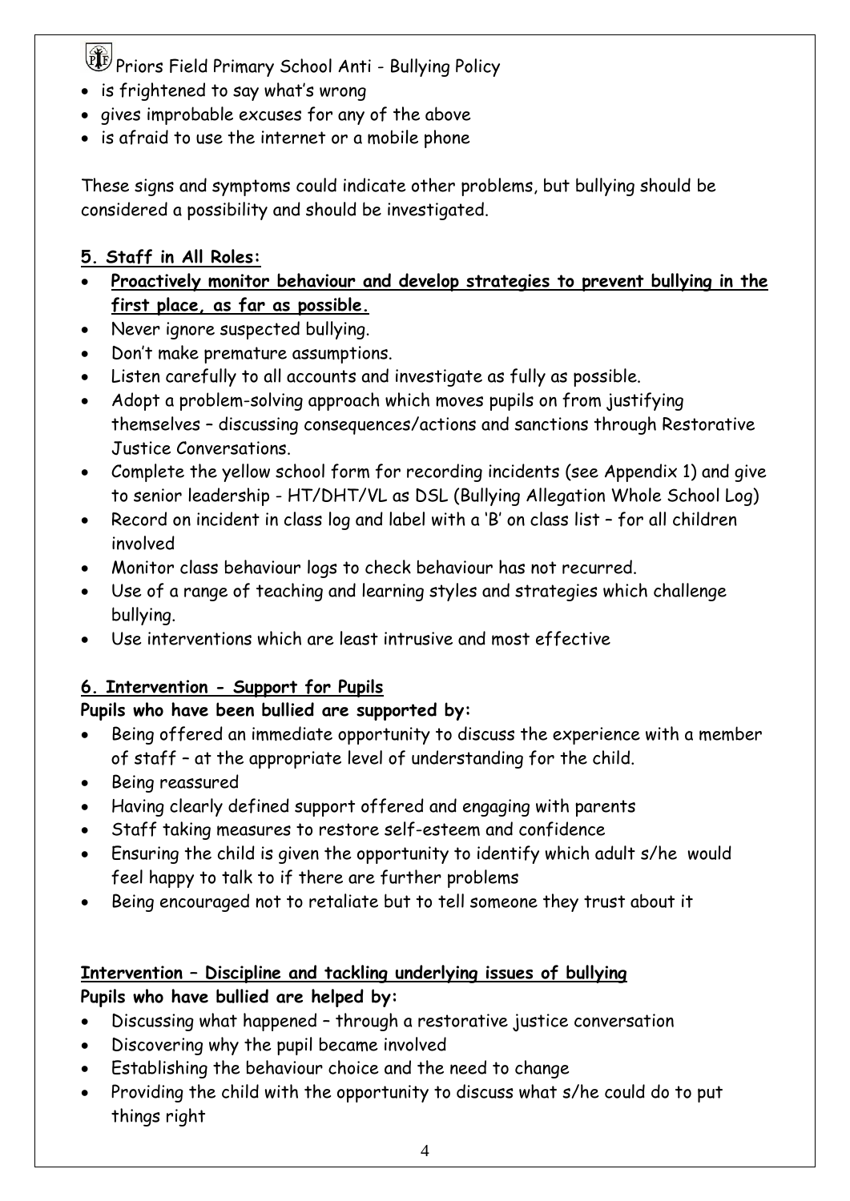- is frightened to say what's wrong
- gives improbable excuses for any of the above
- is afraid to use the internet or a mobile phone

These signs and symptoms could indicate other problems, but bullying should be considered a possibility and should be investigated.

## 5. Staff in All Roles:

- **Proactively monitor behaviour and develop strategies to prevent bullying in the first place, as far as possible.**
- Never ignore suspected bullying.
- Don't make premature assumptions.
- Listen carefully to all accounts and investigate as fully as possible.
- Adopt a problem-solving approach which moves pupils on from justifying themselves – discussing consequences/actions and sanctions through Restorative Justice Conversations.
- Complete the yellow school form for recording incidents (see Appendix 1) and give to senior leadership - HT/DHT/VL as DSL (Bullying Allegation Whole School Log)
- Record on incident in class log and label with a 'B' on class list – for all children involved
- Monitor class behaviour logs to check behaviour has not recurred.
- Use of a range of teaching and learning styles and strategies which challenge bullying.
- Use interventions which are least intrusive and most effective

## 6. Intervention - Support for Pupils

**Pupils who have been bullied are supported by:**

- Being offered an immediate opportunity to discuss the experience with a member of staff – at the appropriate level of understanding for the child.
- Being reassured
- Having clearly defined support offered and engaging with parents
- Staff taking measures to restore self-esteem and confidence
- Ensuring the child is given the opportunity to identify which adult s/he would feel happy to talk to if there are further problems
- Being encouraged not to retaliate but to tell someone they trust about it

## Intervention – Discipline and tackling underlying issues of bullying

**Pupils who have bullied are helped by:**

- Discussing what happened – through a restorative justice conversation
- Discovering why the pupil became involved
- Establishing the behaviour choice and the need to change
- Providing the child with the opportunity to discuss what s/he could do to put things right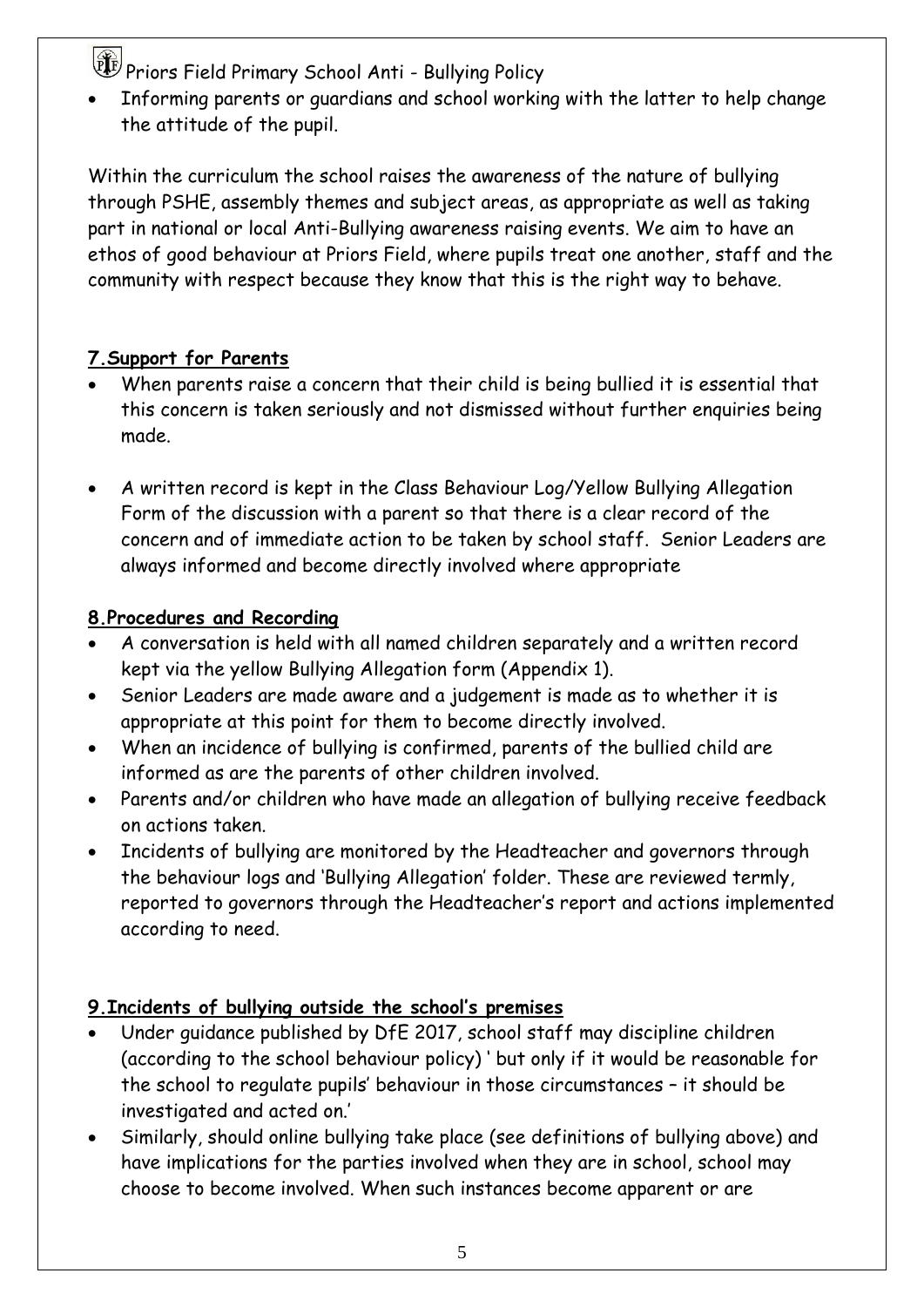- Informing parents or guardians and school working with the latter to help change the attitude of the pupil.

Within the curriculum the school raises the awareness of the nature of bullying through PSHE, assembly themes and subject areas, as appropriate as well as taking part in national or local Anti-Bullying awareness raising events. We aim to have an ethos of good behaviour at Priors Field, where pupils treat one another, staff and the community with respect because they know that this is the right way to behave.

## 7. Support for Parents

- When parents raise a concern that their child is being bullied it is essential that this concern is taken seriously and not dismissed without further enquiries being made.
- A written record is kept in the Class Behaviour Log/Yellow Bullying Allegation Form of the discussion with a parent so that there is a clear record of the concern and of immediate action to be taken by school staff. Senior Leaders are always informed and become directly involved where appropriate

## 8. Procedures and Recording

- A conversation is held with all named children separately and a written record kept via the yellow Bullying Allegation form (Appendix 1).
- Senior Leaders are made aware and a judgement is made as to whether it is appropriate at this point for them to become directly involved.
- When an incidence of bullying is confirmed, parents of the bullied child are informed as are the parents of other children involved.
- Parents and/or children who have made an allegation of bullying receive feedback on actions taken.
- Incidents of bullying are monitored by the Headteacher and governors through the behaviour logs and 'Bullying Allegation' folder. These are reviewed termly, reported to governors through the Headteacher's report and actions implemented according to need.

## 9. Incidents of bullying outside the school's premises

- Under guidance published by DfE 2017, school staff may discipline children (according to the school behaviour policy) ' but only if it would be reasonable for the school to regulate pupils' behaviour in those circumstances – it should be investigated and acted on.'
- Similarly, should online bullying take place (see definitions of bullying above) and have implications for the parties involved when they are in school, school may choose to become involved. When such instances become apparent or are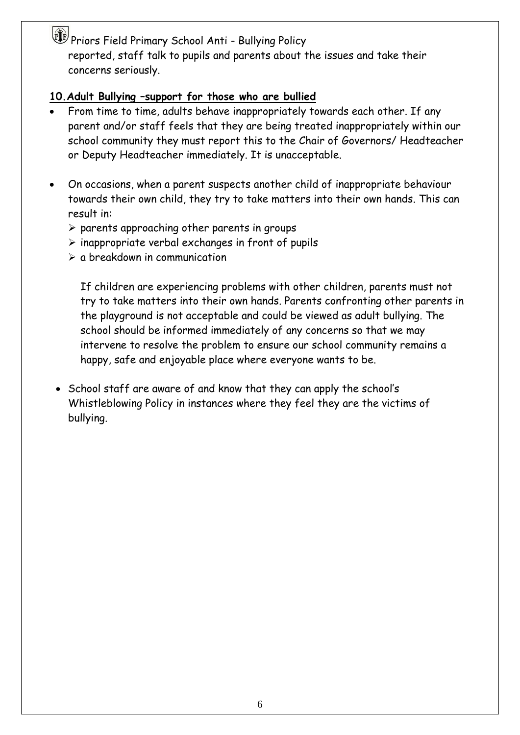reported, staff talk to pupils and parents about the issues and take their concerns seriously.

## 10. Adult Bullying –support for those who are bullied

- From time to time, adults behave inappropriately towards each other. If any parent and/or staff feels that they are being treated inappropriately within our school community they must report this to the Chair of Governors/ Headteacher or Deputy Headteacher immediately. It is unacceptable.

- On occasions, when a parent suspects another child of inappropriate behaviour towards their own child, they try to take matters into their own hands. This can result in:
  - parents approaching other parents in groups
  - inappropriate verbal exchanges in front of pupils
  - a breakdown in communication

  If children are experiencing problems with other children, parents must not try to take matters into their own hands. Parents confronting other parents in the playground is not acceptable and could be viewed as adult bullying. The school should be informed immediately of any concerns so that we may intervene to resolve the problem to ensure our school community remains a happy, safe and enjoyable place where everyone wants to be.

- School staff are aware of and know that they can apply the school's Whistleblowing Policy in instances where they feel they are the victims of bullying.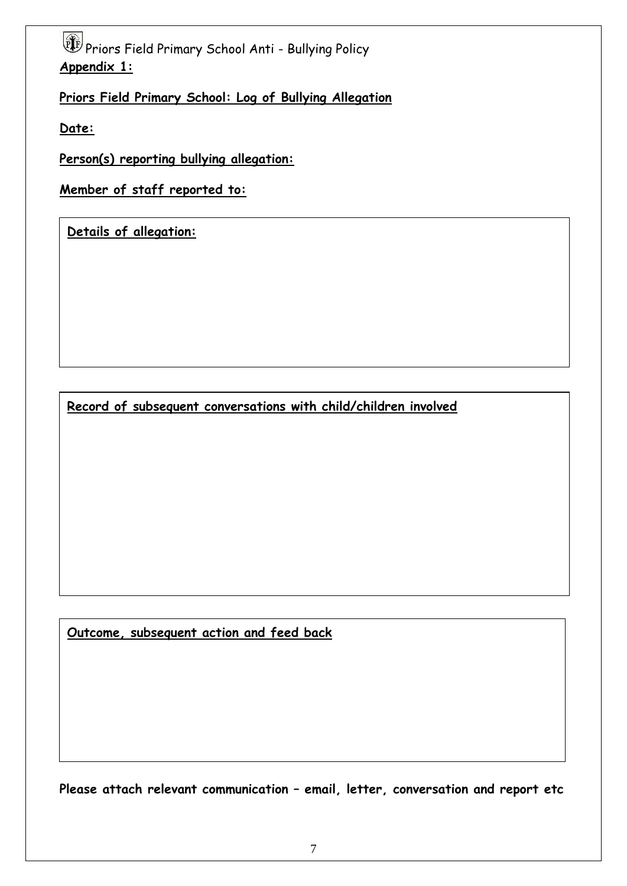**Appendix 1:**

**Priors Field Primary School: Log of Bullying Allegation**

**Date:**

**Person(s) reporting bullying allegation:**

**Member of staff reported to:**

**Details of allegation:**

**Record of subsequent conversations with child/children involved**

**Outcome, subsequent action and feed back**

**Please attach relevant communication – email, letter, conversation and report etc**